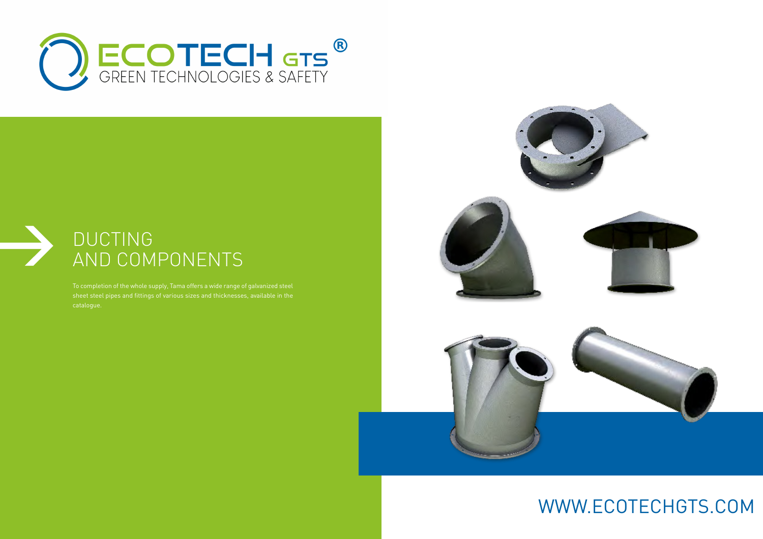ECOTECH GTS®
GREEN TECHNOLOGIES & SAFETY

# DUCTING AND COMPONENTS

To completion of the whole supply, Tama offers a wide range of galvanized steel sheet steel pipes and fittings of various sizes and thicknesses, available in the catalogue.

WWW.ECOTECHGTS.COM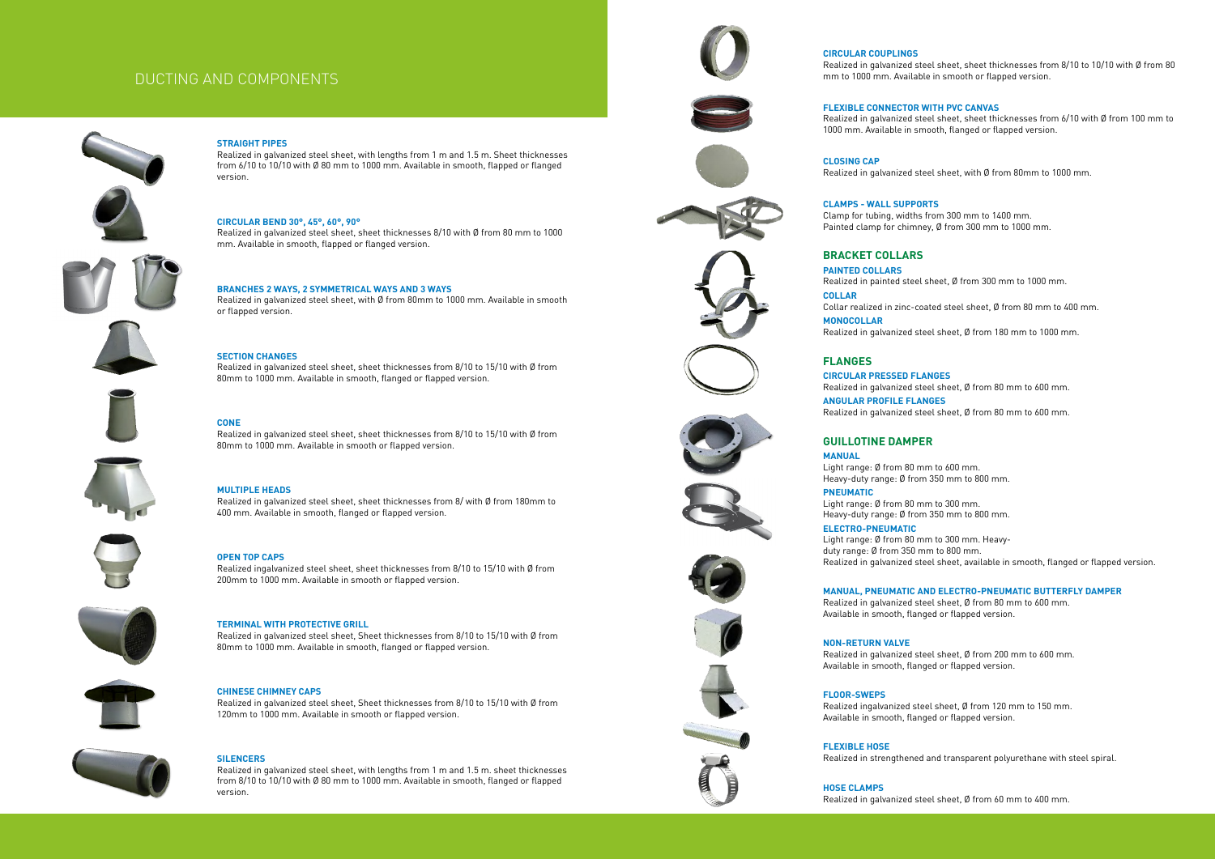# DUCTING AND COMPONENTS

**STRAIGHT PIPES**
Realized in galvanized steel sheet, with lengths from 1 m and 1.5 m. Sheet thicknesses from 6/10 to 10/10 with Ø 80 mm to 1000 mm. Available in smooth, flapped or flanged version.

**CIRCULAR BEND 30°, 45°, 60°, 90°**
Realized in galvanized steel sheet, sheet thicknesses 8/10 with Ø from 80 mm to 1000 mm. Available in smooth, flapped or flanged version.

**BRANCHES 2 WAYS, 2 SYMMETRICAL WAYS AND 3 WAYS**
Realized in galvanized steel sheet, with Ø from 80mm to 1000 mm. Available in smooth or flapped version.

**SECTION CHANGES**
Realized in galvanized steel sheet, sheet thicknesses from 8/10 to 15/10 with Ø from 80mm to 1000 mm. Available in smooth, flanged or flapped version.

**CONE**
Realized in galvanized steel sheet, sheet thicknesses from 8/10 to 15/10 with Ø from 80mm to 1000 mm. Available in smooth or flapped version.

**MULTIPLE HEADS**
Realized in galvanized steel sheet, sheet thicknesses from 8/ with Ø from 180mm to 400 mm. Available in smooth, flanged or flapped version.

**OPEN TOP CAPS**
Realized ingalvanized steel sheet, sheet thicknesses from 8/10 to 15/10 with Ø from 200mm to 1000 mm. Available in smooth or flapped version.

**TERMINAL WITH PROTECTIVE GRILL**
Realized in galvanized steel sheet, Sheet thicknesses from 8/10 to 15/10 with Ø from 80mm to 1000 mm. Available in smooth, flanged or flapped version.

**CHINESE CHIMNEY CAPS**
Realized in galvanized steel sheet, Sheet thicknesses from 8/10 to 15/10 with Ø from 120mm to 1000 mm. Available in smooth or flapped version.

**SILENCERS**
Realized in galvanized steel sheet, with lengths from 1 m and 1.5 m. sheet thicknesses from 8/10 to 10/10 with Ø 80 mm to 1000 mm. Available in smooth, flanged or flapped version.

**CIRCULAR COUPLINGS**
Realized in galvanized steel sheet, sheet thicknesses from 8/10 to 10/10 with Ø from 80 mm to 1000 mm. Available in smooth or flapped version.

**FLEXIBLE CONNECTOR WITH PVC CANVAS**
Realized in galvanized steel sheet, sheet thicknesses from 6/10 with Ø from 100 mm to 1000 mm. Available in smooth, flanged or flapped version.

**CLOSING CAP**
Realized in galvanized steel sheet, with Ø from 80mm to 1000 mm.

**CLAMPS - WALL SUPPORTS**
Clamp for tubing, widths from 300 mm to 1400 mm.
Painted clamp for chimney, Ø from 300 mm to 1000 mm.

## BRACKET COLLARS

**PAINTED COLLARS**
Realized in painted steel sheet, Ø from 300 mm to 1000 mm.

**COLLAR**
Collar realized in zinc-coated steel sheet, Ø from 80 mm to 400 mm.

**MONOCOLLAR**
Realized in galvanized steel sheet, Ø from 180 mm to 1000 mm.

## FLANGES

**CIRCULAR PRESSED FLANGES**
Realized in galvanized steel sheet, Ø from 80 mm to 600 mm.

**ANGULAR PROFILE FLANGES**
Realized in galvanized steel sheet, Ø from 80 mm to 600 mm.

## GUILLOTINE DAMPER

**MANUAL**
Light range: Ø from 80 mm to 600 mm.
Heavy-duty range: Ø from 350 mm to 800 mm.

**PNEUMATIC**
Light range: Ø from 80 mm to 300 mm.
Heavy-duty range: Ø from 350 mm to 800 mm.

**ELECTRO-PNEUMATIC**
Light range: Ø from 80 mm to 300 mm. Heavy-duty range: Ø from 350 mm to 800 mm.
Realized in galvanized steel sheet, available in smooth, flanged or flapped version.

**MANUAL, PNEUMATIC AND ELECTRO-PNEUMATIC BUTTERFLY DAMPER**
Realized in galvanized steel sheet, Ø from 80 mm to 600 mm.
Available in smooth, flanged or flapped version.

**NON-RETURN VALVE**
Realized in galvanized steel sheet, Ø from 200 mm to 600 mm.
Available in smooth, flanged or flapped version.

**FLOOR-SWEPS**
Realized ingalvanized steel sheet, Ø from 120 mm to 150 mm.
Available in smooth, flanged or flapped version.

**FLEXIBLE HOSE**
Realized in strengthened and transparent polyurethane with steel spiral.

**HOSE CLAMPS**
Realized in galvanized steel sheet, Ø from 60 mm to 400 mm.